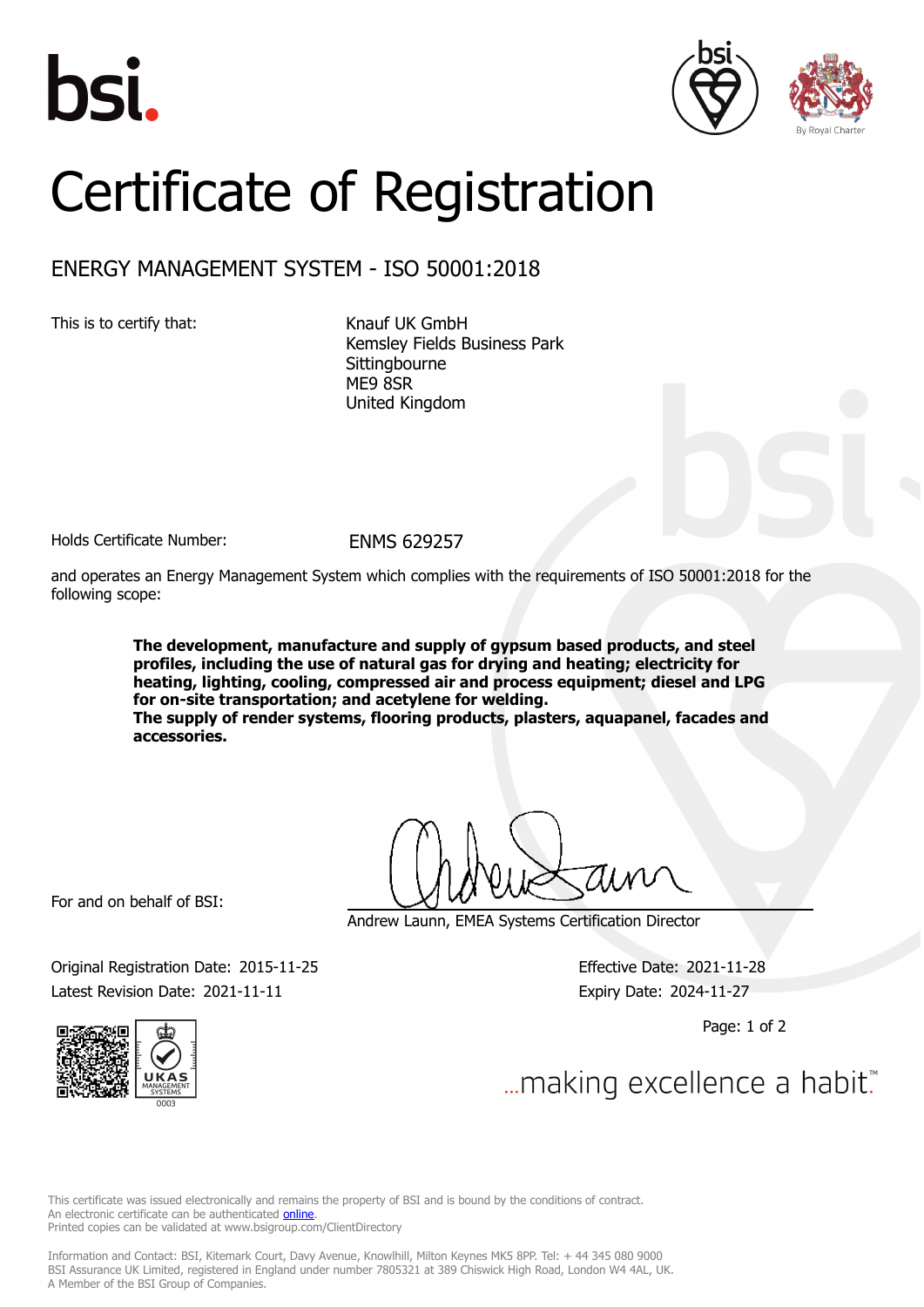# Certificate of Registration

## ENERGY MANAGEMENT SYSTEM - ISO 50001:2018

This is to certify that:

Knauf UK GmbH
Kemsley Fields Business Park
Sittingbourne
ME9 8SR
United Kingdom

Holds Certificate Number: ENMS 629257

and operates an Energy Management System which complies with the requirements of ISO 50001:2018 for the following scope:

**The development, manufacture and supply of gypsum based products, and steel profiles, including the use of natural gas for drying and heating; electricity for heating, lighting, cooling, compressed air and process equipment; diesel and LPG for on-site transportation; and acetylene for welding.**
**The supply of render systems, flooring products, plasters, aquapanel, facades and accessories.**

For and on behalf of BSI:

Andrew Launn, EMEA Systems Certification Director

Original Registration Date: 2015-11-25
Latest Revision Date: 2021-11-11

Effective Date: 2021-11-28
Expiry Date: 2024-11-27

...making excellence a habit.™

This certificate was issued electronically and remains the property of BSI and is bound by the conditions of contract.
An electronic certificate can be authenticated online.
Printed copies can be validated at www.bsigroup.com/ClientDirectory

Information and Contact: BSI, Kitemark Court, Davy Avenue, Knowlhill, Milton Keynes MK5 8PP. Tel: + 44 345 080 9000
BSI Assurance UK Limited, registered in England under number 7805321 at 389 Chiswick High Road, London W4 4AL, UK.
A Member of the BSI Group of Companies.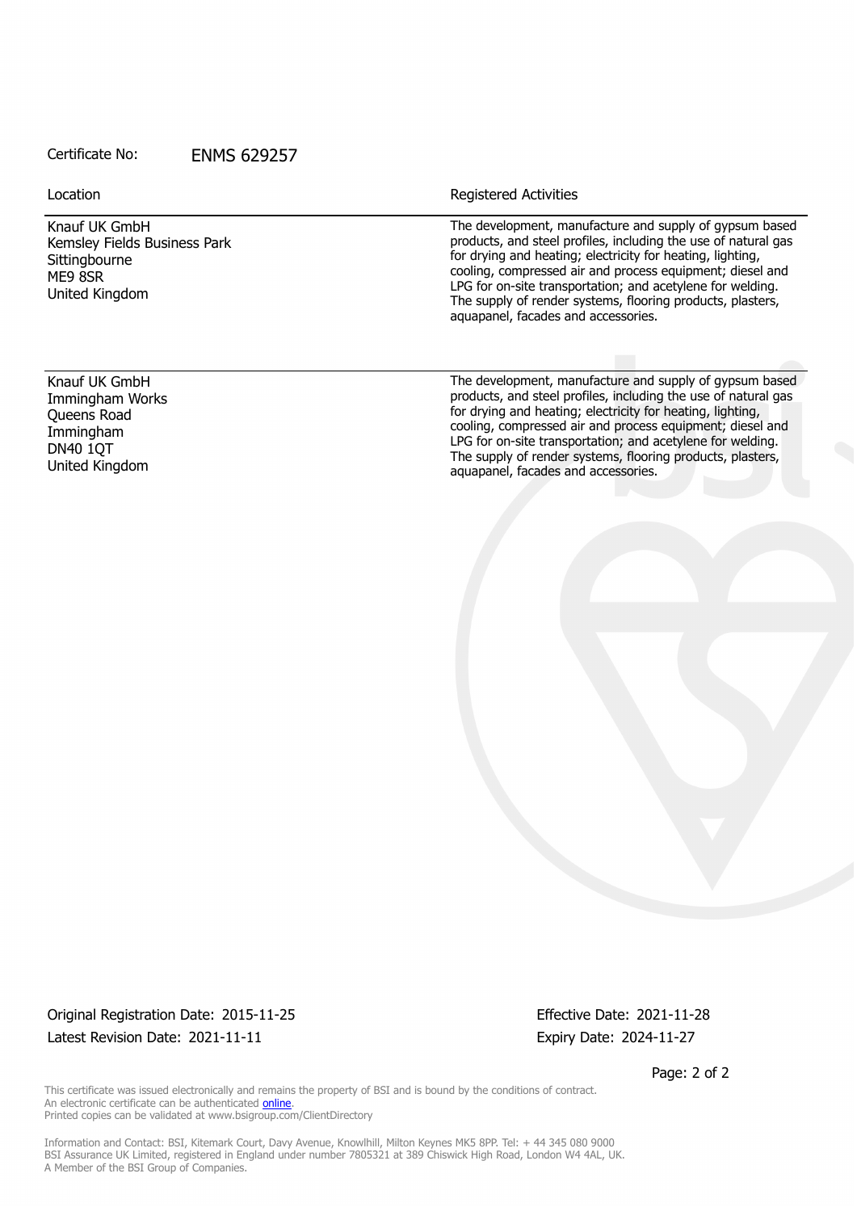Certificate No: ENMS 629257

| Location | Registered Activities |
| --- | --- |
| Knauf UK GmbH<br>Kemsley Fields Business Park<br>Sittingbourne<br>ME9 8SR<br>United Kingdom | The development, manufacture and supply of gypsum based products, and steel profiles, including the use of natural gas for drying and heating; electricity for heating, lighting, cooling, compressed air and process equipment; diesel and LPG for on-site transportation; and acetylene for welding. The supply of render systems, flooring products, plasters, aquapanel, facades and accessories. |
| Knauf UK GmbH<br>Immingham Works<br>Queens Road<br>Immingham<br>DN40 1QT<br>United Kingdom | The development, manufacture and supply of gypsum based products, and steel profiles, including the use of natural gas for drying and heating; electricity for heating, lighting, cooling, compressed air and process equipment; diesel and LPG for on-site transportation; and acetylene for welding. The supply of render systems, flooring products, plasters, aquapanel, facades and accessories. |

Original Registration Date: 2015-11-25
Latest Revision Date: 2021-11-11

Effective Date: 2021-11-28
Expiry Date: 2024-11-27

This certificate was issued electronically and remains the property of BSI and is bound by the conditions of contract.
An electronic certificate can be authenticated online.
Printed copies can be validated at www.bsigroup.com/ClientDirectory

Information and Contact: BSI, Kitemark Court, Davy Avenue, Knowlhill, Milton Keynes MK5 8PP. Tel: + 44 345 080 9000
BSI Assurance UK Limited, registered in England under number 7805321 at 389 Chiswick High Road, London W4 4AL, UK.
A Member of the BSI Group of Companies.